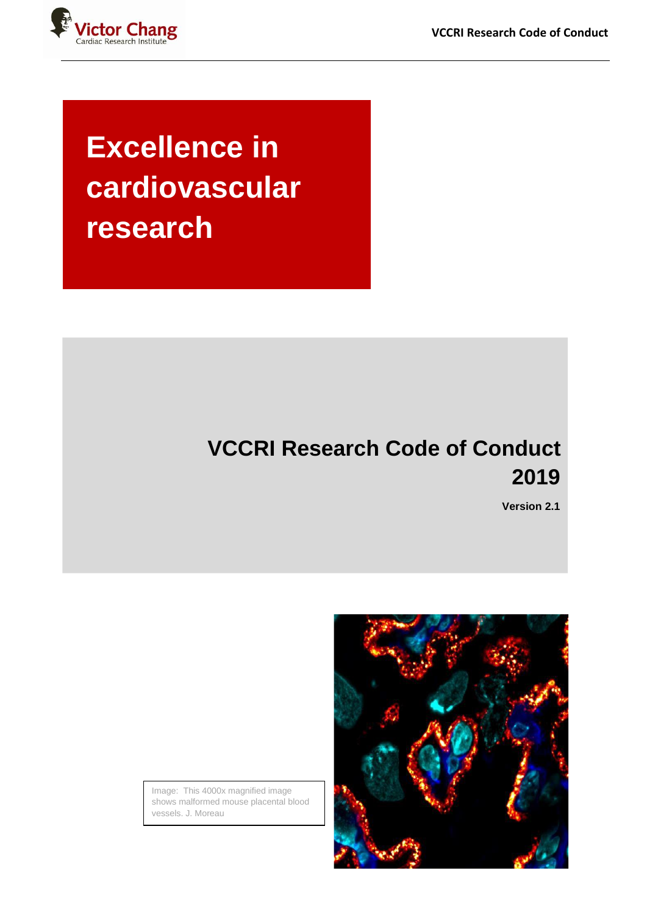# Excellence in cardiovascular research

# VCCRI Research Code of Conduct 2019

**Version 2.1**

Image: This 4000x magnified image shows malformed mouse placental blood vessels. J. Moreau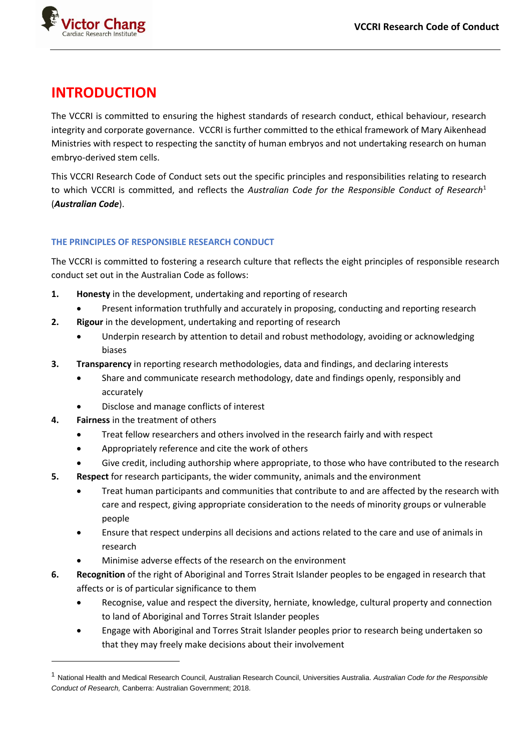# INTRODUCTION

The VCCRI is committed to ensuring the highest standards of research conduct, ethical behaviour, research integrity and corporate governance. VCCRI is further committed to the ethical framework of Mary Aikenhead Ministries with respect to respecting the sanctity of human embryos and not undertaking research on human embryo-derived stem cells.

This VCCRI Research Code of Conduct sets out the specific principles and responsibilities relating to research to which VCCRI is committed, and reflects the *Australian Code for the Responsible Conduct of Research*[1] (***Australian Code***).

### THE PRINCIPLES OF RESPONSIBLE RESEARCH CONDUCT

The VCCRI is committed to fostering a research culture that reflects the eight principles of responsible research conduct set out in the Australian Code as follows:

1. **Honesty** in the development, undertaking and reporting of research
   - Present information truthfully and accurately in proposing, conducting and reporting research
2. **Rigour** in the development, undertaking and reporting of research
   - Underpin research by attention to detail and robust methodology, avoiding or acknowledging biases
3. **Transparency** in reporting research methodologies, data and findings, and declaring interests
   - Share and communicate research methodology, date and findings openly, responsibly and accurately
   - Disclose and manage conflicts of interest
4. **Fairness** in the treatment of others
   - Treat fellow researchers and others involved in the research fairly and with respect
   - Appropriately reference and cite the work of others
   - Give credit, including authorship where appropriate, to those who have contributed to the research
5. **Respect** for research participants, the wider community, animals and the environment
   - Treat human participants and communities that contribute to and are affected by the research with care and respect, giving appropriate consideration to the needs of minority groups or vulnerable people
   - Ensure that respect underpins all decisions and actions related to the care and use of animals in research
   - Minimise adverse effects of the research on the environment
6. **Recognition** of the right of Aboriginal and Torres Strait Islander peoples to be engaged in research that affects or is of particular significance to them
   - Recognise, value and respect the diversity, herniate, knowledge, cultural property and connection to land of Aboriginal and Torres Strait Islander peoples
   - Engage with Aboriginal and Torres Strait Islander peoples prior to research being undertaken so that they may freely make decisions about their involvement

---

[1] National Health and Medical Research Council, Australian Research Council, Universities Australia. *Australian Code for the Responsible Conduct of Research,* Canberra: Australian Government; 2018.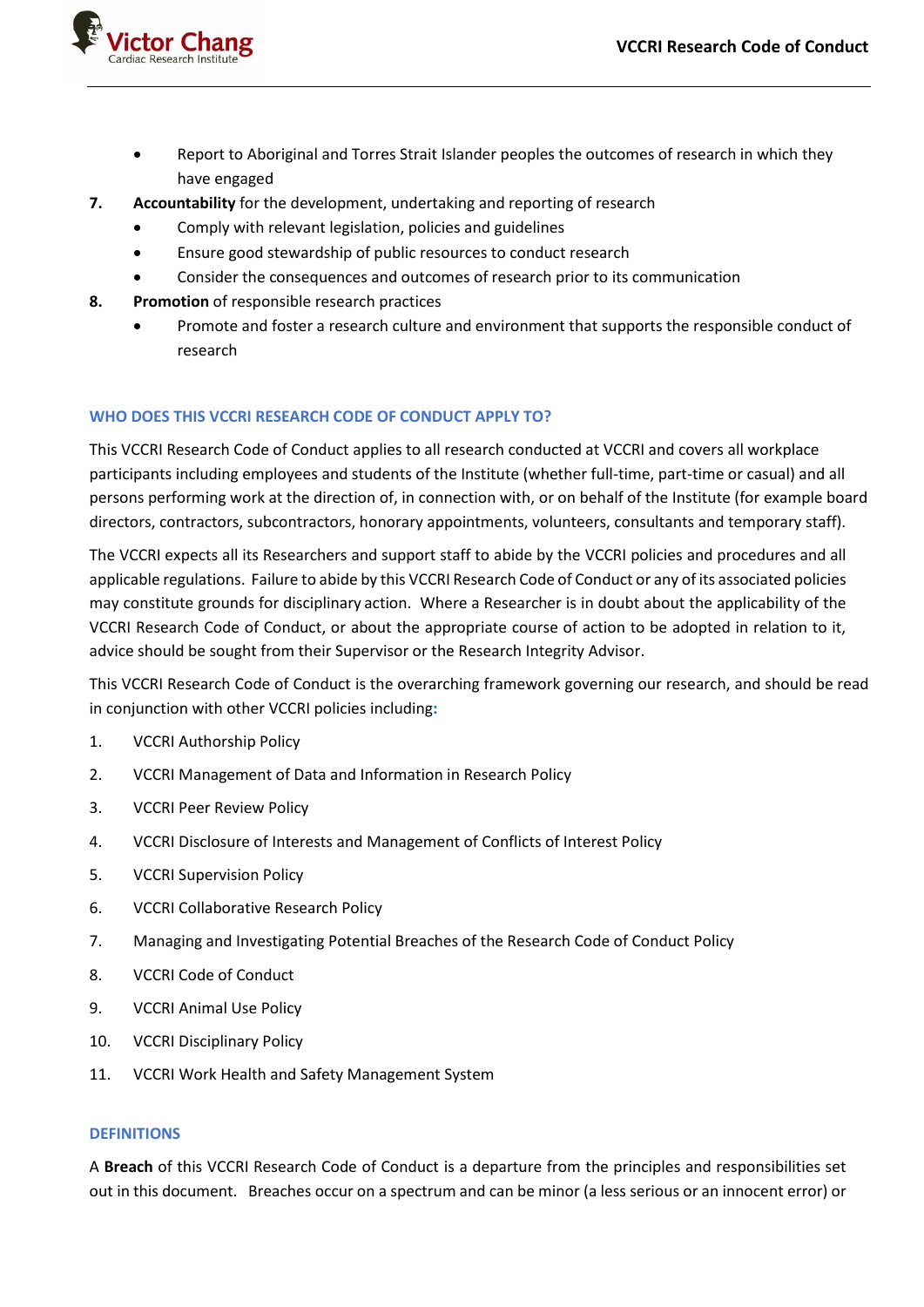- Report to Aboriginal and Torres Strait Islander peoples the outcomes of research in which they have engaged

7. **Accountability** for the development, undertaking and reporting of research
   - Comply with relevant legislation, policies and guidelines
   - Ensure good stewardship of public resources to conduct research
   - Consider the consequences and outcomes of research prior to its communication
8. **Promotion** of responsible research practices
   - Promote and foster a research culture and environment that supports the responsible conduct of research

## WHO DOES THIS VCCRI RESEARCH CODE OF CONDUCT APPLY TO?

This VCCRI Research Code of Conduct applies to all research conducted at VCCRI and covers all workplace participants including employees and students of the Institute (whether full-time, part-time or casual) and all persons performing work at the direction of, in connection with, or on behalf of the Institute (for example board directors, contractors, subcontractors, honorary appointments, volunteers, consultants and temporary staff).

The VCCRI expects all its Researchers and support staff to abide by the VCCRI policies and procedures and all applicable regulations. Failure to abide by this VCCRI Research Code of Conduct or any of its associated policies may constitute grounds for disciplinary action. Where a Researcher is in doubt about the applicability of the VCCRI Research Code of Conduct, or about the appropriate course of action to be adopted in relation to it, advice should be sought from their Supervisor or the Research Integrity Advisor.

This VCCRI Research Code of Conduct is the overarching framework governing our research, and should be read in conjunction with other VCCRI policies including:

1. VCCRI Authorship Policy
2. VCCRI Management of Data and Information in Research Policy
3. VCCRI Peer Review Policy
4. VCCRI Disclosure of Interests and Management of Conflicts of Interest Policy
5. VCCRI Supervision Policy
6. VCCRI Collaborative Research Policy
7. Managing and Investigating Potential Breaches of the Research Code of Conduct Policy
8. VCCRI Code of Conduct
9. VCCRI Animal Use Policy
10. VCCRI Disciplinary Policy
11. VCCRI Work Health and Safety Management System

## DEFINITIONS

A **Breach** of this VCCRI Research Code of Conduct is a departure from the principles and responsibilities set out in this document. Breaches occur on a spectrum and can be minor (a less serious or an innocent error) or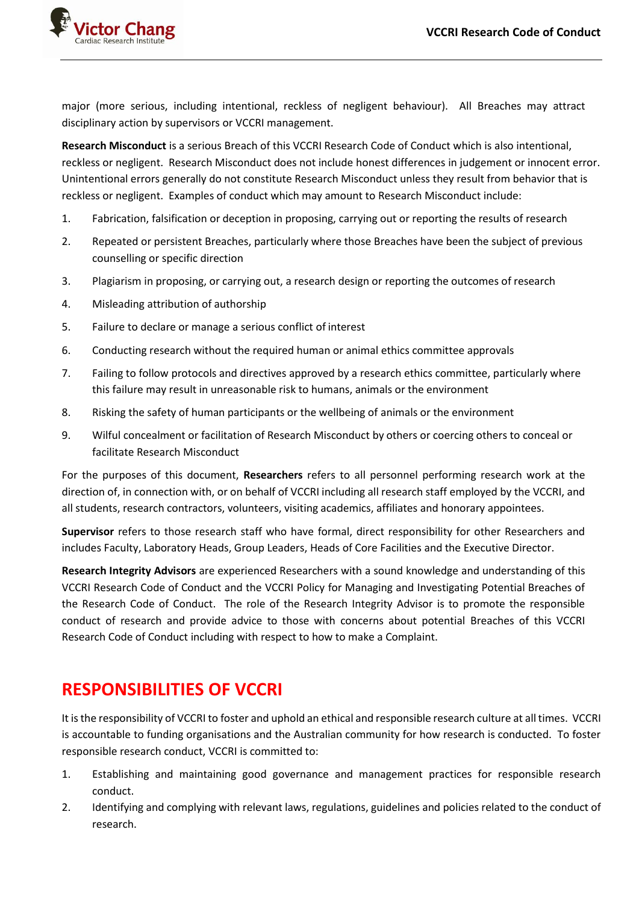major (more serious, including intentional, reckless of negligent behaviour). All Breaches may attract disciplinary action by supervisors or VCCRI management.

**Research Misconduct** is a serious Breach of this VCCRI Research Code of Conduct which is also intentional, reckless or negligent. Research Misconduct does not include honest differences in judgement or innocent error. Unintentional errors generally do not constitute Research Misconduct unless they result from behavior that is reckless or negligent. Examples of conduct which may amount to Research Misconduct include:

1. Fabrication, falsification or deception in proposing, carrying out or reporting the results of research
2. Repeated or persistent Breaches, particularly where those Breaches have been the subject of previous counselling or specific direction
3. Plagiarism in proposing, or carrying out, a research design or reporting the outcomes of research
4. Misleading attribution of authorship
5. Failure to declare or manage a serious conflict of interest
6. Conducting research without the required human or animal ethics committee approvals
7. Failing to follow protocols and directives approved by a research ethics committee, particularly where this failure may result in unreasonable risk to humans, animals or the environment
8. Risking the safety of human participants or the wellbeing of animals or the environment
9. Wilful concealment or facilitation of Research Misconduct by others or coercing others to conceal or facilitate Research Misconduct

For the purposes of this document, **Researchers** refers to all personnel performing research work at the direction of, in connection with, or on behalf of VCCRI including all research staff employed by the VCCRI, and all students, research contractors, volunteers, visiting academics, affiliates and honorary appointees.

**Supervisor** refers to those research staff who have formal, direct responsibility for other Researchers and includes Faculty, Laboratory Heads, Group Leaders, Heads of Core Facilities and the Executive Director.

**Research Integrity Advisors** are experienced Researchers with a sound knowledge and understanding of this VCCRI Research Code of Conduct and the VCCRI Policy for Managing and Investigating Potential Breaches of the Research Code of Conduct. The role of the Research Integrity Advisor is to promote the responsible conduct of research and provide advice to those with concerns about potential Breaches of this VCCRI Research Code of Conduct including with respect to how to make a Complaint.

## RESPONSIBILITIES OF VCCRI

It is the responsibility of VCCRI to foster and uphold an ethical and responsible research culture at all times. VCCRI is accountable to funding organisations and the Australian community for how research is conducted. To foster responsible research conduct, VCCRI is committed to:

1. Establishing and maintaining good governance and management practices for responsible research conduct.
2. Identifying and complying with relevant laws, regulations, guidelines and policies related to the conduct of research.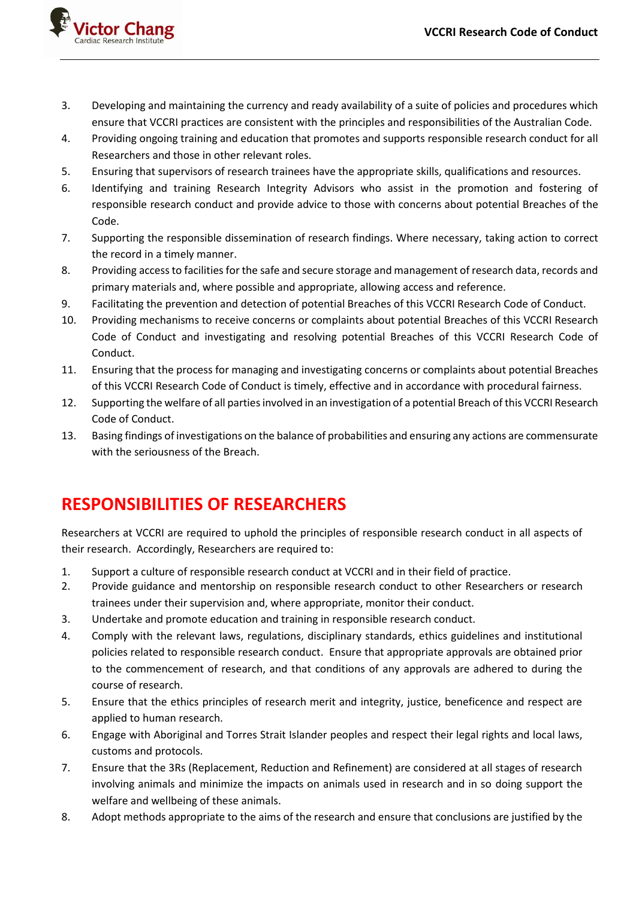3. Developing and maintaining the currency and ready availability of a suite of policies and procedures which ensure that VCCRI practices are consistent with the principles and responsibilities of the Australian Code.
4. Providing ongoing training and education that promotes and supports responsible research conduct for all Researchers and those in other relevant roles.
5. Ensuring that supervisors of research trainees have the appropriate skills, qualifications and resources.
6. Identifying and training Research Integrity Advisors who assist in the promotion and fostering of responsible research conduct and provide advice to those with concerns about potential Breaches of the Code.
7. Supporting the responsible dissemination of research findings. Where necessary, taking action to correct the record in a timely manner.
8. Providing access to facilities for the safe and secure storage and management of research data, records and primary materials and, where possible and appropriate, allowing access and reference.
9. Facilitating the prevention and detection of potential Breaches of this VCCRI Research Code of Conduct.
10. Providing mechanisms to receive concerns or complaints about potential Breaches of this VCCRI Research Code of Conduct and investigating and resolving potential Breaches of this VCCRI Research Code of Conduct.
11. Ensuring that the process for managing and investigating concerns or complaints about potential Breaches of this VCCRI Research Code of Conduct is timely, effective and in accordance with procedural fairness.
12. Supporting the welfare of all parties involved in an investigation of a potential Breach of this VCCRI Research Code of Conduct.
13. Basing findings of investigations on the balance of probabilities and ensuring any actions are commensurate with the seriousness of the Breach.

## RESPONSIBILITIES OF RESEARCHERS

Researchers at VCCRI are required to uphold the principles of responsible research conduct in all aspects of their research. Accordingly, Researchers are required to:

1. Support a culture of responsible research conduct at VCCRI and in their field of practice.
2. Provide guidance and mentorship on responsible research conduct to other Researchers or research trainees under their supervision and, where appropriate, monitor their conduct.
3. Undertake and promote education and training in responsible research conduct.
4. Comply with the relevant laws, regulations, disciplinary standards, ethics guidelines and institutional policies related to responsible research conduct. Ensure that appropriate approvals are obtained prior to the commencement of research, and that conditions of any approvals are adhered to during the course of research.
5. Ensure that the ethics principles of research merit and integrity, justice, beneficence and respect are applied to human research.
6. Engage with Aboriginal and Torres Strait Islander peoples and respect their legal rights and local laws, customs and protocols.
7. Ensure that the 3Rs (Replacement, Reduction and Refinement) are considered at all stages of research involving animals and minimize the impacts on animals used in research and in so doing support the welfare and wellbeing of these animals.
8. Adopt methods appropriate to the aims of the research and ensure that conclusions are justified by the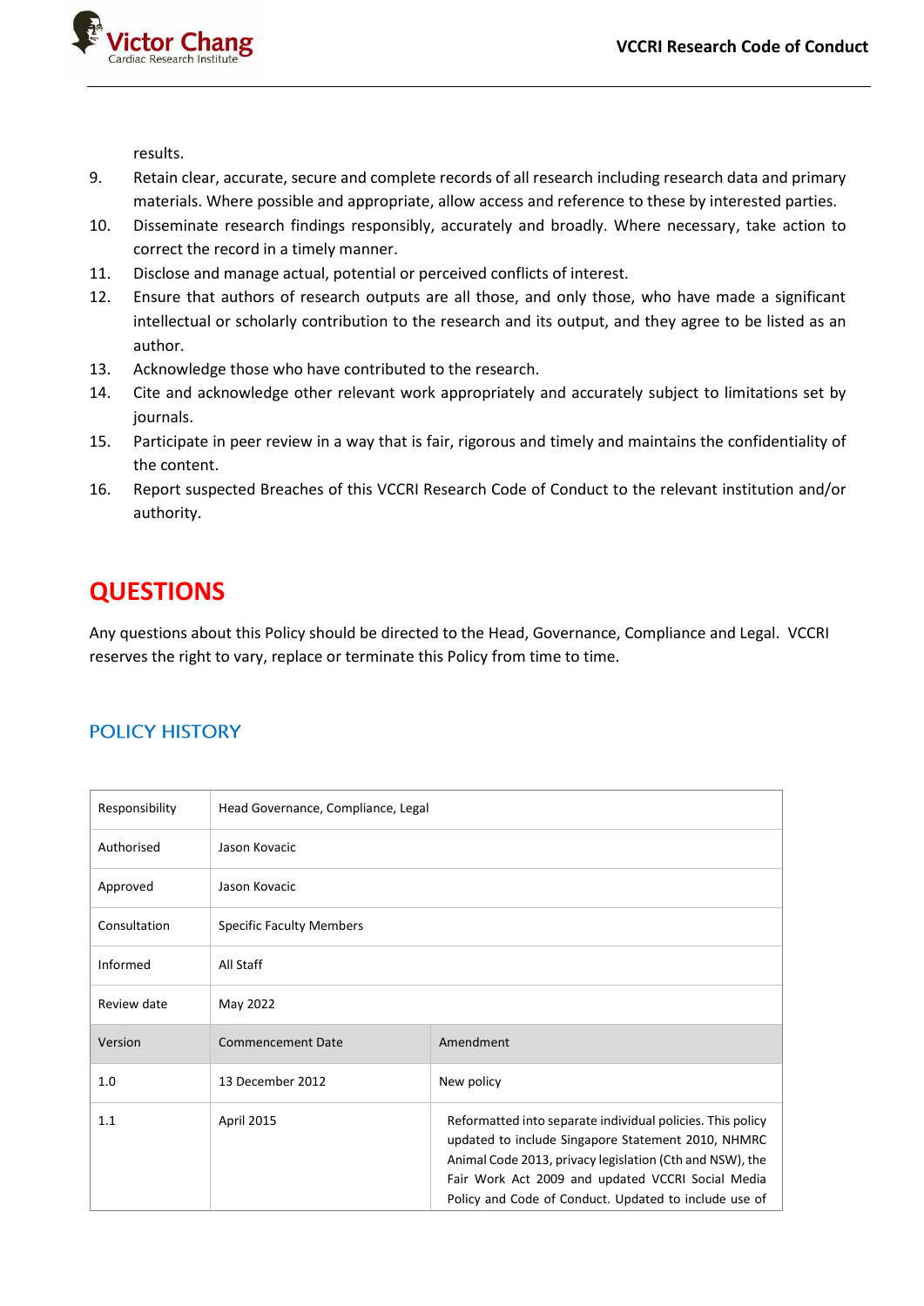results.

9. Retain clear, accurate, secure and complete records of all research including research data and primary materials. Where possible and appropriate, allow access and reference to these by interested parties.
10. Disseminate research findings responsibly, accurately and broadly. Where necessary, take action to correct the record in a timely manner.
11. Disclose and manage actual, potential or perceived conflicts of interest.
12. Ensure that authors of research outputs are all those, and only those, who have made a significant intellectual or scholarly contribution to the research and its output, and they agree to be listed as an author.
13. Acknowledge those who have contributed to the research.
14. Cite and acknowledge other relevant work appropriately and accurately subject to limitations set by journals.
15. Participate in peer review in a way that is fair, rigorous and timely and maintains the confidentiality of the content.
16. Report suspected Breaches of this VCCRI Research Code of Conduct to the relevant institution and/or authority.

# QUESTIONS

Any questions about this Policy should be directed to the Head, Governance, Compliance and Legal. VCCRI reserves the right to vary, replace or terminate this Policy from time to time.

## POLICY HISTORY

| Responsibility | Head Governance, Compliance, Legal | |
|---|---|---|
| Authorised | Jason Kovacic | |
| Approved | Jason Kovacic | |
| Consultation | Specific Faculty Members | |
| Informed | All Staff | |
| Review date | May 2022 | |
| Version | Commencement Date | Amendment |
| 1.0 | 13 December 2012 | New policy |
| 1.1 | April 2015 | Reformatted into separate individual policies. This policy updated to include Singapore Statement 2010, NHMRC Animal Code 2013, privacy legislation (Cth and NSW), the Fair Work Act 2009 and updated VCCRI Social Media Policy and Code of Conduct. Updated to include use of |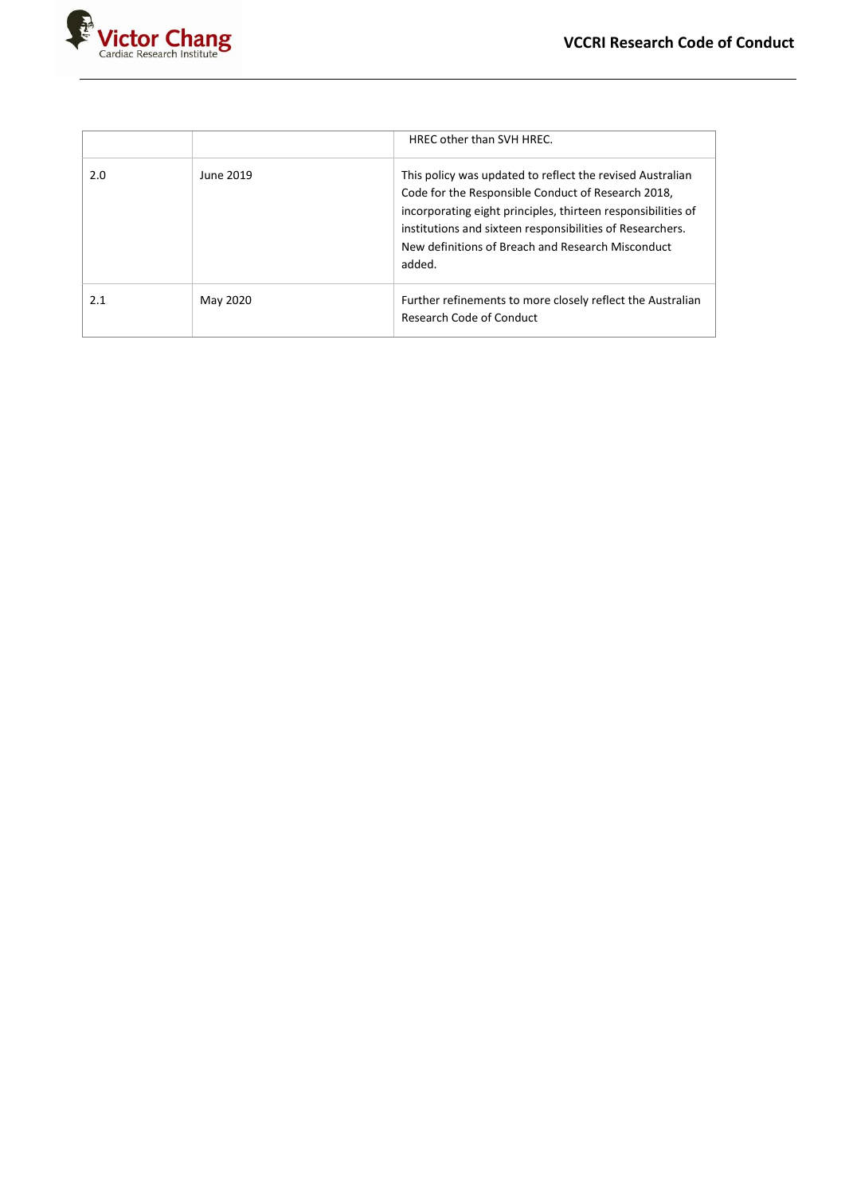| | | |
|---|---|---|
| | | HREC other than SVH HREC. |
| 2.0 | June 2019 | This policy was updated to reflect the revised Australian Code for the Responsible Conduct of Research 2018, incorporating eight principles, thirteen responsibilities of institutions and sixteen responsibilities of Researchers. New definitions of Breach and Research Misconduct added. |
| 2.1 | May 2020 | Further refinements to more closely reflect the Australian Research Code of Conduct |